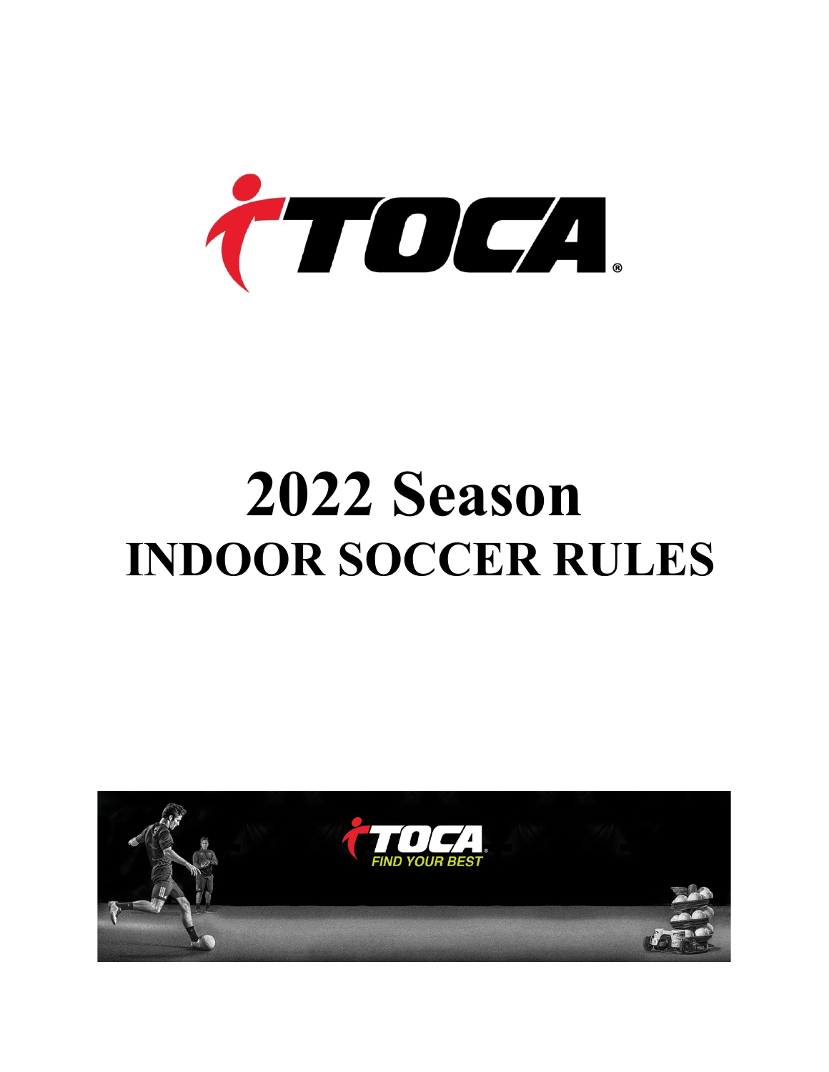# 2022 Season

# INDOOR SOCCER RULES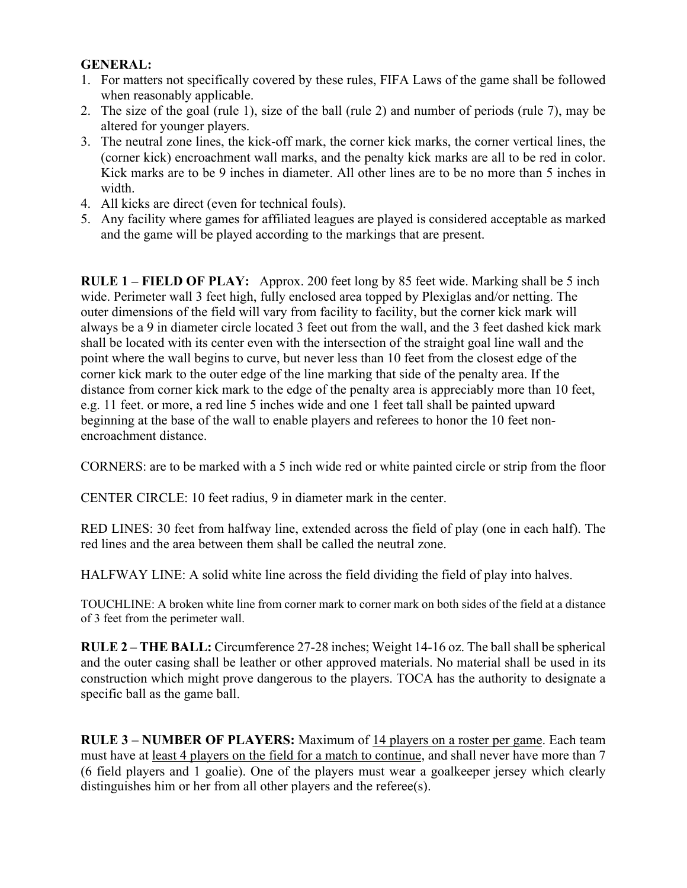**GENERAL:**

1. For matters not specifically covered by these rules, FIFA Laws of the game shall be followed when reasonably applicable.
2. The size of the goal (rule 1), size of the ball (rule 2) and number of periods (rule 7), may be altered for younger players.
3. The neutral zone lines, the kick-off mark, the corner kick marks, the corner vertical lines, the (corner kick) encroachment wall marks, and the penalty kick marks are all to be red in color. Kick marks are to be 9 inches in diameter. All other lines are to be no more than 5 inches in width.
4. All kicks are direct (even for technical fouls).
5. Any facility where games for affiliated leagues are played is considered acceptable as marked and the game will be played according to the markings that are present.

**RULE 1 – FIELD OF PLAY:** Approx. 200 feet long by 85 feet wide. Marking shall be 5 inch wide. Perimeter wall 3 feet high, fully enclosed area topped by Plexiglas and/or netting. The outer dimensions of the field will vary from facility to facility, but the corner kick mark will always be a 9 in diameter circle located 3 feet out from the wall, and the 3 feet dashed kick mark shall be located with its center even with the intersection of the straight goal line wall and the point where the wall begins to curve, but never less than 10 feet from the closest edge of the corner kick mark to the outer edge of the line marking that side of the penalty area. If the distance from corner kick mark to the edge of the penalty area is appreciably more than 10 feet, e.g. 11 feet. or more, a red line 5 inches wide and one 1 feet tall shall be painted upward beginning at the base of the wall to enable players and referees to honor the 10 feet non-encroachment distance.

CORNERS: are to be marked with a 5 inch wide red or white painted circle or strip from the floor

CENTER CIRCLE: 10 feet radius, 9 in diameter mark in the center.

RED LINES: 30 feet from halfway line, extended across the field of play (one in each half). The red lines and the area between them shall be called the neutral zone.

HALFWAY LINE: A solid white line across the field dividing the field of play into halves.

TOUCHLINE: A broken white line from corner mark to corner mark on both sides of the field at a distance of 3 feet from the perimeter wall.

**RULE 2 – THE BALL:** Circumference 27-28 inches; Weight 14-16 oz. The ball shall be spherical and the outer casing shall be leather or other approved materials. No material shall be used in its construction which might prove dangerous to the players. TOCA has the authority to designate a specific ball as the game ball.

**RULE 3 – NUMBER OF PLAYERS:** Maximum of <u>14 players on a roster per game</u>. Each team must have at <u>least 4 players on the field for a match to continue</u>, and shall never have more than 7 (6 field players and 1 goalie). One of the players must wear a goalkeeper jersey which clearly distinguishes him or her from all other players and the referee(s).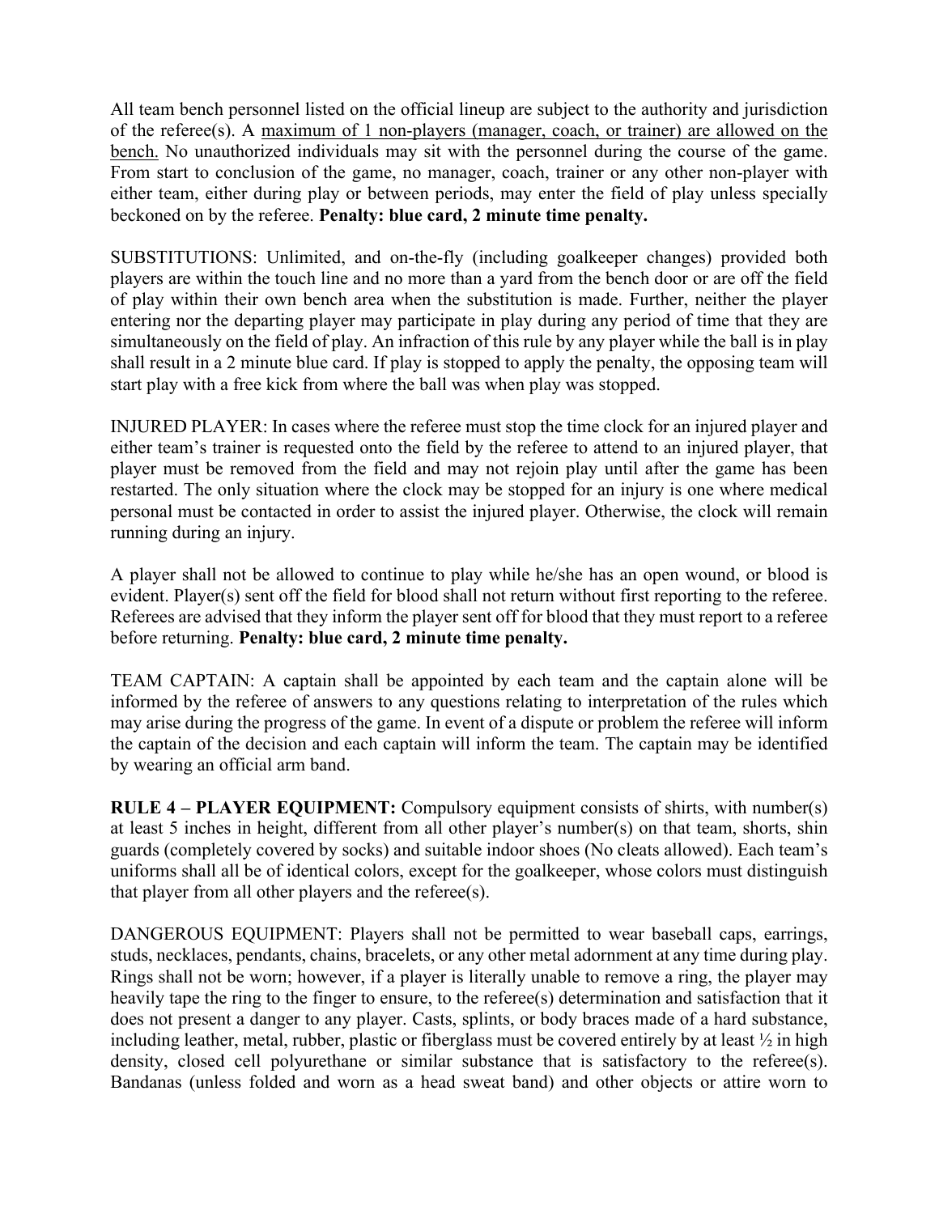All team bench personnel listed on the official lineup are subject to the authority and jurisdiction of the referee(s). A <u>maximum of 1 non-players (manager, coach, or trainer) are allowed on the bench.</u> No unauthorized individuals may sit with the personnel during the course of the game. From start to conclusion of the game, no manager, coach, trainer or any other non-player with either team, either during play or between periods, may enter the field of play unless specially beckoned on by the referee. **Penalty: blue card, 2 minute time penalty.**

SUBSTITUTIONS: Unlimited, and on-the-fly (including goalkeeper changes) provided both players are within the touch line and no more than a yard from the bench door or are off the field of play within their own bench area when the substitution is made. Further, neither the player entering nor the departing player may participate in play during any period of time that they are simultaneously on the field of play. An infraction of this rule by any player while the ball is in play shall result in a 2 minute blue card. If play is stopped to apply the penalty, the opposing team will start play with a free kick from where the ball was when play was stopped.

INJURED PLAYER: In cases where the referee must stop the time clock for an injured player and either team's trainer is requested onto the field by the referee to attend to an injured player, that player must be removed from the field and may not rejoin play until after the game has been restarted. The only situation where the clock may be stopped for an injury is one where medical personal must be contacted in order to assist the injured player. Otherwise, the clock will remain running during an injury.

A player shall not be allowed to continue to play while he/she has an open wound, or blood is evident. Player(s) sent off the field for blood shall not return without first reporting to the referee. Referees are advised that they inform the player sent off for blood that they must report to a referee before returning. **Penalty: blue card, 2 minute time penalty.**

TEAM CAPTAIN: A captain shall be appointed by each team and the captain alone will be informed by the referee of answers to any questions relating to interpretation of the rules which may arise during the progress of the game. In event of a dispute or problem the referee will inform the captain of the decision and each captain will inform the team. The captain may be identified by wearing an official arm band.

**RULE 4 – PLAYER EQUIPMENT:** Compulsory equipment consists of shirts, with number(s) at least 5 inches in height, different from all other player's number(s) on that team, shorts, shin guards (completely covered by socks) and suitable indoor shoes (No cleats allowed). Each team's uniforms shall all be of identical colors, except for the goalkeeper, whose colors must distinguish that player from all other players and the referee(s).

DANGEROUS EQUIPMENT: Players shall not be permitted to wear baseball caps, earrings, studs, necklaces, pendants, chains, bracelets, or any other metal adornment at any time during play. Rings shall not be worn; however, if a player is literally unable to remove a ring, the player may heavily tape the ring to the finger to ensure, to the referee(s) determination and satisfaction that it does not present a danger to any player. Casts, splints, or body braces made of a hard substance, including leather, metal, rubber, plastic or fiberglass must be covered entirely by at least ½ in high density, closed cell polyurethane or similar substance that is satisfactory to the referee(s). Bandanas (unless folded and worn as a head sweat band) and other objects or attire worn to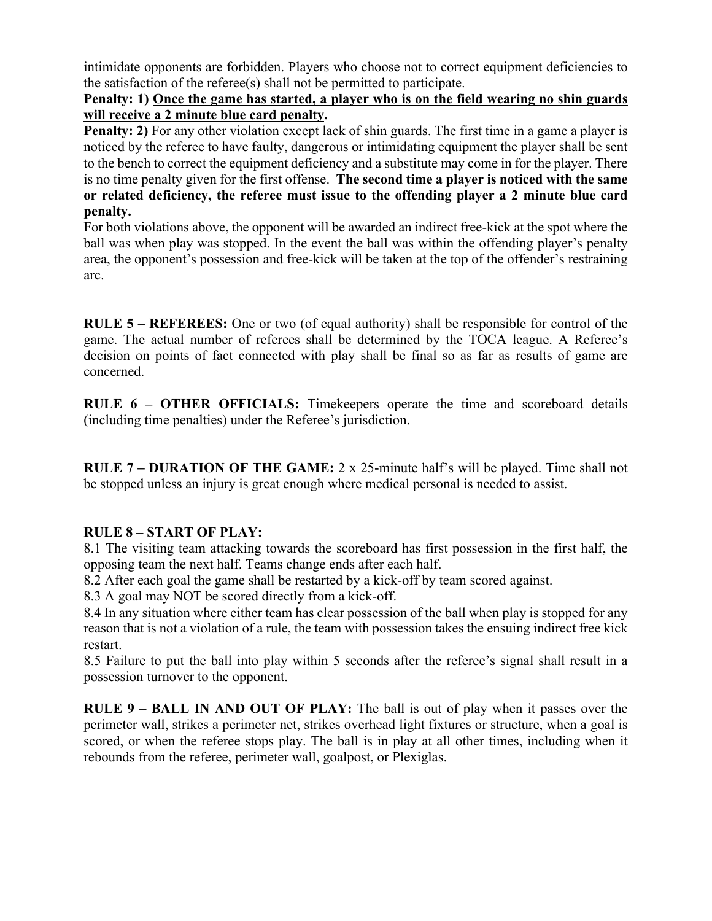intimidate opponents are forbidden. Players who choose not to correct equipment deficiencies to the satisfaction of the referee(s) shall not be permitted to participate.

**Penalty: 1) <u>Once the game has started, a player who is on the field wearing no shin guards will receive a 2 minute blue card penalty</u>.**

**Penalty: 2)** For any other violation except lack of shin guards. The first time in a game a player is noticed by the referee to have faulty, dangerous or intimidating equipment the player shall be sent to the bench to correct the equipment deficiency and a substitute may come in for the player. There is no time penalty given for the first offense. **The second time a player is noticed with the same or related deficiency, the referee must issue to the offending player a 2 minute blue card penalty.**

For both violations above, the opponent will be awarded an indirect free-kick at the spot where the ball was when play was stopped. In the event the ball was within the offending player's penalty area, the opponent's possession and free-kick will be taken at the top of the offender's restraining arc.

**RULE 5 – REFEREES:** One or two (of equal authority) shall be responsible for control of the game. The actual number of referees shall be determined by the TOCA league. A Referee's decision on points of fact connected with play shall be final so as far as results of game are concerned.

**RULE 6 – OTHER OFFICIALS:** Timekeepers operate the time and scoreboard details (including time penalties) under the Referee's jurisdiction.

**RULE 7 – DURATION OF THE GAME:** 2 x 25-minute half's will be played. Time shall not be stopped unless an injury is great enough where medical personal is needed to assist.

**RULE 8 – START OF PLAY:**

8.1 The visiting team attacking towards the scoreboard has first possession in the first half, the opposing team the next half. Teams change ends after each half.

8.2 After each goal the game shall be restarted by a kick-off by team scored against.

8.3 A goal may NOT be scored directly from a kick-off.

8.4 In any situation where either team has clear possession of the ball when play is stopped for any reason that is not a violation of a rule, the team with possession takes the ensuing indirect free kick restart.

8.5 Failure to put the ball into play within 5 seconds after the referee's signal shall result in a possession turnover to the opponent.

**RULE 9 – BALL IN AND OUT OF PLAY:** The ball is out of play when it passes over the perimeter wall, strikes a perimeter net, strikes overhead light fixtures or structure, when a goal is scored, or when the referee stops play. The ball is in play at all other times, including when it rebounds from the referee, perimeter wall, goalpost, or Plexiglas.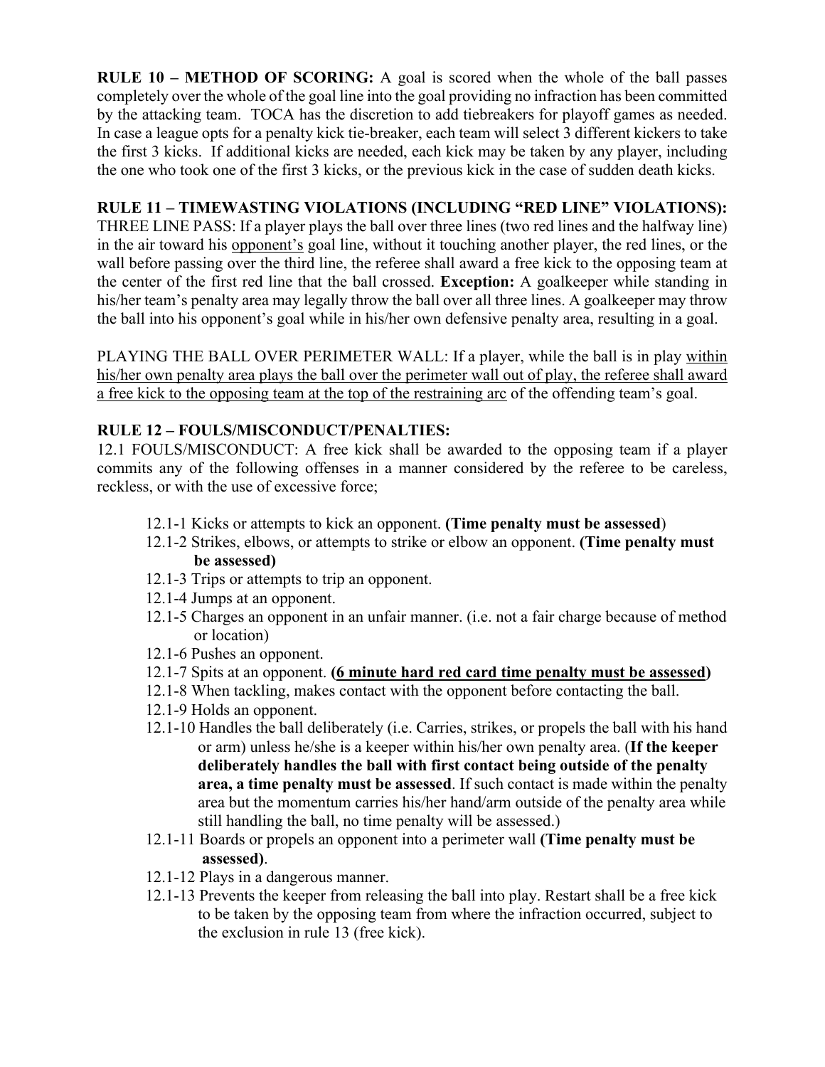**RULE 10 – METHOD OF SCORING:** A goal is scored when the whole of the ball passes completely over the whole of the goal line into the goal providing no infraction has been committed by the attacking team. TOCA has the discretion to add tiebreakers for playoff games as needed. In case a league opts for a penalty kick tie-breaker, each team will select 3 different kickers to take the first 3 kicks. If additional kicks are needed, each kick may be taken by any player, including the one who took one of the first 3 kicks, or the previous kick in the case of sudden death kicks.

**RULE 11 – TIMEWASTING VIOLATIONS (INCLUDING "RED LINE" VIOLATIONS):**
THREE LINE PASS: If a player plays the ball over three lines (two red lines and the halfway line) in the air toward his <u>opponent's</u> goal line, without it touching another player, the red lines, or the wall before passing over the third line, the referee shall award a free kick to the opposing team at the center of the first red line that the ball crossed. **Exception:** A goalkeeper while standing in his/her team's penalty area may legally throw the ball over all three lines. A goalkeeper may throw the ball into his opponent's goal while in his/her own defensive penalty area, resulting in a goal.

PLAYING THE BALL OVER PERIMETER WALL: If a player, while the ball is in play <u>within his/her own penalty area plays the ball over the perimeter wall out of play, the referee shall award a free kick to the opposing team at the top of the restraining arc</u> of the offending team's goal.

**RULE 12 – FOULS/MISCONDUCT/PENALTIES:**
12.1 FOULS/MISCONDUCT: A free kick shall be awarded to the opposing team if a player commits any of the following offenses in a manner considered by the referee to be careless, reckless, or with the use of excessive force;

- 12.1-1 Kicks or attempts to kick an opponent. **(Time penalty must be assessed)**
- 12.1-2 Strikes, elbows, or attempts to strike or elbow an opponent. **(Time penalty must be assessed)**
- 12.1-3 Trips or attempts to trip an opponent.
- 12.1-4 Jumps at an opponent.
- 12.1-5 Charges an opponent in an unfair manner. (i.e. not a fair charge because of method or location)
- 12.1-6 Pushes an opponent.
- 12.1-7 Spits at an opponent. **(<u>6 minute hard red card time penalty must be assessed</u>)**
- 12.1-8 When tackling, makes contact with the opponent before contacting the ball.
- 12.1-9 Holds an opponent.
- 12.1-10 Handles the ball deliberately (i.e. Carries, strikes, or propels the ball with his hand or arm) unless he/she is a keeper within his/her own penalty area. (**If the keeper deliberately handles the ball with first contact being outside of the penalty area, a time penalty must be assessed**. If such contact is made within the penalty area but the momentum carries his/her hand/arm outside of the penalty area while still handling the ball, no time penalty will be assessed.)
- 12.1-11 Boards or propels an opponent into a perimeter wall **(Time penalty must be assessed)**.
- 12.1-12 Plays in a dangerous manner.
- 12.1-13 Prevents the keeper from releasing the ball into play. Restart shall be a free kick to be taken by the opposing team from where the infraction occurred, subject to the exclusion in rule 13 (free kick).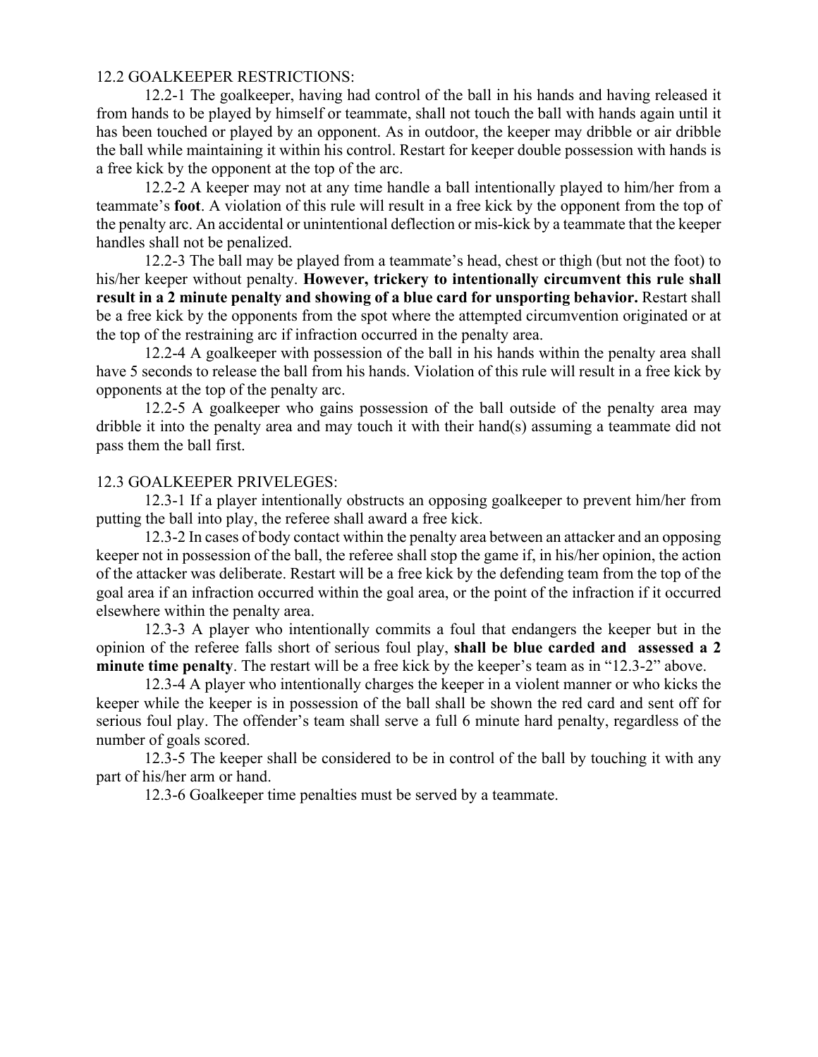## 12.2 GOALKEEPER RESTRICTIONS:

12.2-1 The goalkeeper, having had control of the ball in his hands and having released it from hands to be played by himself or teammate, shall not touch the ball with hands again until it has been touched or played by an opponent. As in outdoor, the keeper may dribble or air dribble the ball while maintaining it within his control. Restart for keeper double possession with hands is a free kick by the opponent at the top of the arc.

12.2-2 A keeper may not at any time handle a ball intentionally played to him/her from a teammate's **foot**. A violation of this rule will result in a free kick by the opponent from the top of the penalty arc. An accidental or unintentional deflection or mis-kick by a teammate that the keeper handles shall not be penalized.

12.2-3 The ball may be played from a teammate's head, chest or thigh (but not the foot) to his/her keeper without penalty. **However, trickery to intentionally circumvent this rule shall result in a 2 minute penalty and showing of a blue card for unsporting behavior.** Restart shall be a free kick by the opponents from the spot where the attempted circumvention originated or at the top of the restraining arc if infraction occurred in the penalty area.

12.2-4 A goalkeeper with possession of the ball in his hands within the penalty area shall have 5 seconds to release the ball from his hands. Violation of this rule will result in a free kick by opponents at the top of the penalty arc.

12.2-5 A goalkeeper who gains possession of the ball outside of the penalty area may dribble it into the penalty area and may touch it with their hand(s) assuming a teammate did not pass them the ball first.

## 12.3 GOALKEEPER PRIVELEGES:

12.3-1 If a player intentionally obstructs an opposing goalkeeper to prevent him/her from putting the ball into play, the referee shall award a free kick.

12.3-2 In cases of body contact within the penalty area between an attacker and an opposing keeper not in possession of the ball, the referee shall stop the game if, in his/her opinion, the action of the attacker was deliberate. Restart will be a free kick by the defending team from the top of the goal area if an infraction occurred within the goal area, or the point of the infraction if it occurred elsewhere within the penalty area.

12.3-3 A player who intentionally commits a foul that endangers the keeper but in the opinion of the referee falls short of serious foul play, **shall be blue carded and assessed a 2 minute time penalty**. The restart will be a free kick by the keeper's team as in "12.3-2" above.

12.3-4 A player who intentionally charges the keeper in a violent manner or who kicks the keeper while the keeper is in possession of the ball shall be shown the red card and sent off for serious foul play. The offender's team shall serve a full 6 minute hard penalty, regardless of the number of goals scored.

12.3-5 The keeper shall be considered to be in control of the ball by touching it with any part of his/her arm or hand.

12.3-6 Goalkeeper time penalties must be served by a teammate.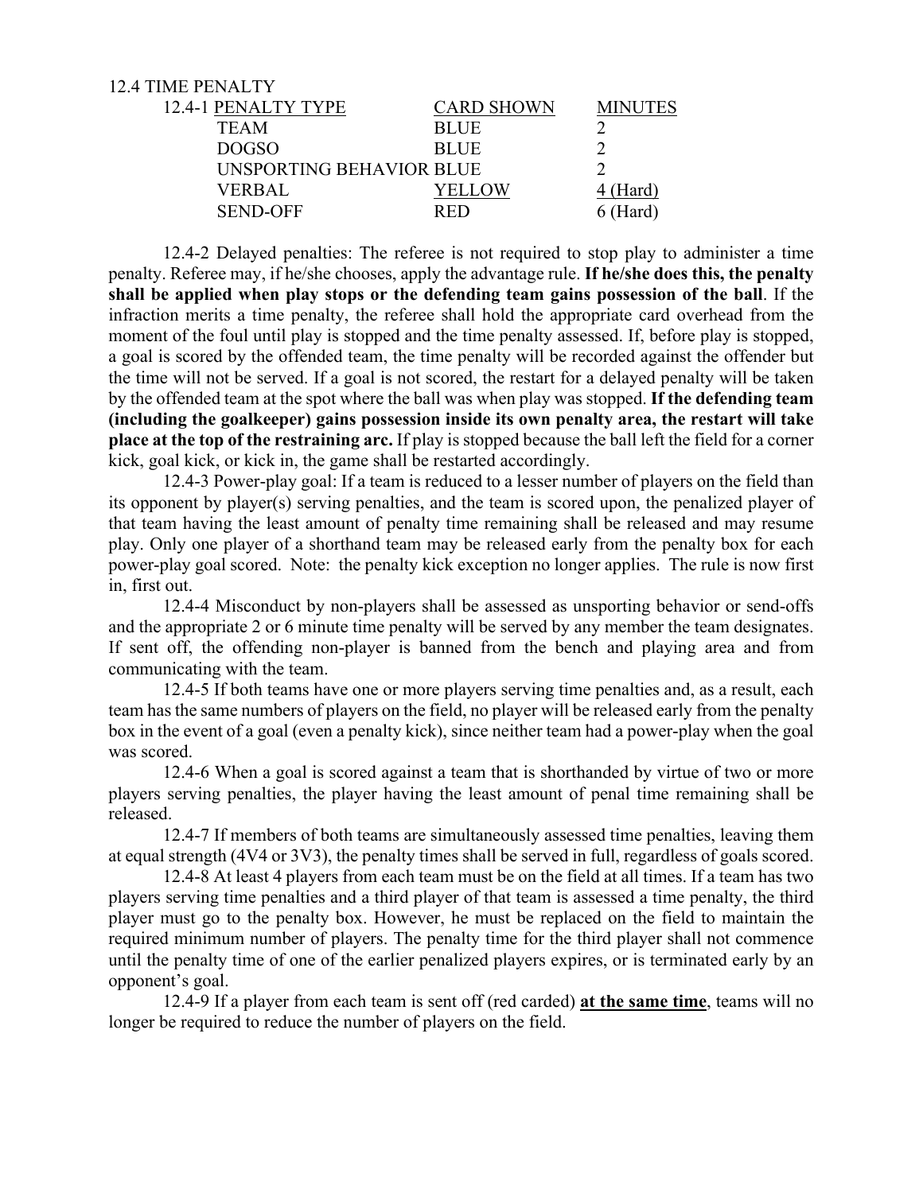12.4 TIME PENALTY

12.4-1

| PENALTY TYPE | CARD SHOWN | MINUTES |
|---|---|---|
| TEAM | BLUE | 2 |
| DOGSO | BLUE | 2 |
| UNSPORTING BEHAVIOR | BLUE | 2 |
| VERBAL | YELLOW | 4 (Hard) |
| SEND-OFF | RED | 6 (Hard) |

12.4-2 Delayed penalties: The referee is not required to stop play to administer a time penalty. Referee may, if he/she chooses, apply the advantage rule. **If he/she does this, the penalty shall be applied when play stops or the defending team gains possession of the ball**. If the infraction merits a time penalty, the referee shall hold the appropriate card overhead from the moment of the foul until play is stopped and the time penalty assessed. If, before play is stopped, a goal is scored by the offended team, the time penalty will be recorded against the offender but the time will not be served. If a goal is not scored, the restart for a delayed penalty will be taken by the offended team at the spot where the ball was when play was stopped. **If the defending team (including the goalkeeper) gains possession inside its own penalty area, the restart will take place at the top of the restraining arc.** If play is stopped because the ball left the field for a corner kick, goal kick, or kick in, the game shall be restarted accordingly.

12.4-3 Power-play goal: If a team is reduced to a lesser number of players on the field than its opponent by player(s) serving penalties, and the team is scored upon, the penalized player of that team having the least amount of penalty time remaining shall be released and may resume play. Only one player of a shorthand team may be released early from the penalty box for each power-play goal scored. Note: the penalty kick exception no longer applies. The rule is now first in, first out.

12.4-4 Misconduct by non-players shall be assessed as unsporting behavior or send-offs and the appropriate 2 or 6 minute time penalty will be served by any member the team designates. If sent off, the offending non-player is banned from the bench and playing area and from communicating with the team.

12.4-5 If both teams have one or more players serving time penalties and, as a result, each team has the same numbers of players on the field, no player will be released early from the penalty box in the event of a goal (even a penalty kick), since neither team had a power-play when the goal was scored.

12.4-6 When a goal is scored against a team that is shorthanded by virtue of two or more players serving penalties, the player having the least amount of penal time remaining shall be released.

12.4-7 If members of both teams are simultaneously assessed time penalties, leaving them at equal strength (4V4 or 3V3), the penalty times shall be served in full, regardless of goals scored.

12.4-8 At least 4 players from each team must be on the field at all times. If a team has two players serving time penalties and a third player of that team is assessed a time penalty, the third player must go to the penalty box. However, he must be replaced on the field to maintain the required minimum number of players. The penalty time for the third player shall not commence until the penalty time of one of the earlier penalized players expires, or is terminated early by an opponent's goal.

12.4-9 If a player from each team is sent off (red carded) **at the same time**, teams will no longer be required to reduce the number of players on the field.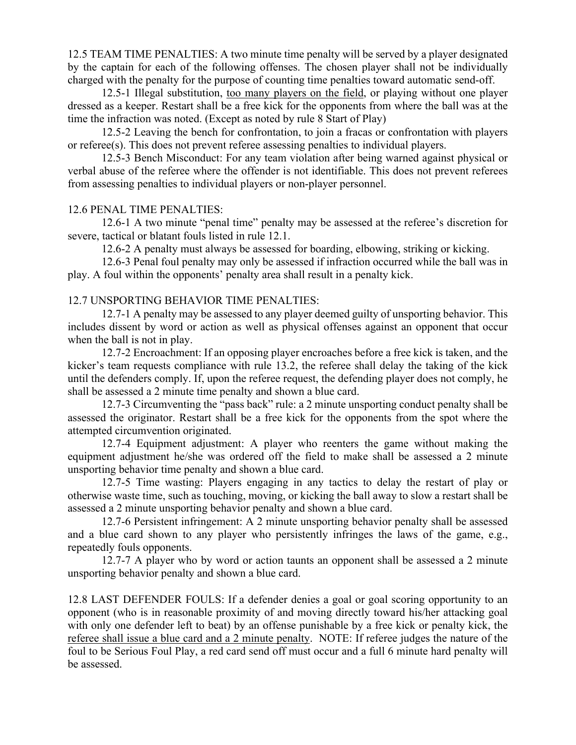12.5 TEAM TIME PENALTIES: A two minute time penalty will be served by a player designated by the captain for each of the following offenses. The chosen player shall not be individually charged with the penalty for the purpose of counting time penalties toward automatic send-off.

12.5-1 Illegal substitution, <u>too many players on the field</u>, or playing without one player dressed as a keeper. Restart shall be a free kick for the opponents from where the ball was at the time the infraction was noted. (Except as noted by rule 8 Start of Play)

12.5-2 Leaving the bench for confrontation, to join a fracas or confrontation with players or referee(s). This does not prevent referee assessing penalties to individual players.

12.5-3 Bench Misconduct: For any team violation after being warned against physical or verbal abuse of the referee where the offender is not identifiable. This does not prevent referees from assessing penalties to individual players or non-player personnel.

12.6 PENAL TIME PENALTIES:

12.6-1 A two minute "penal time" penalty may be assessed at the referee's discretion for severe, tactical or blatant fouls listed in rule 12.1.

12.6-2 A penalty must always be assessed for boarding, elbowing, striking or kicking.

12.6-3 Penal foul penalty may only be assessed if infraction occurred while the ball was in play. A foul within the opponents' penalty area shall result in a penalty kick.

12.7 UNSPORTING BEHAVIOR TIME PENALTIES:

12.7-1 A penalty may be assessed to any player deemed guilty of unsporting behavior. This includes dissent by word or action as well as physical offenses against an opponent that occur when the ball is not in play.

12.7-2 Encroachment: If an opposing player encroaches before a free kick is taken, and the kicker's team requests compliance with rule 13.2, the referee shall delay the taking of the kick until the defenders comply. If, upon the referee request, the defending player does not comply, he shall be assessed a 2 minute time penalty and shown a blue card.

12.7-3 Circumventing the "pass back" rule: a 2 minute unsporting conduct penalty shall be assessed the originator. Restart shall be a free kick for the opponents from the spot where the attempted circumvention originated.

12.7-4 Equipment adjustment: A player who reenters the game without making the equipment adjustment he/she was ordered off the field to make shall be assessed a 2 minute unsporting behavior time penalty and shown a blue card.

12.7-5 Time wasting: Players engaging in any tactics to delay the restart of play or otherwise waste time, such as touching, moving, or kicking the ball away to slow a restart shall be assessed a 2 minute unsporting behavior penalty and shown a blue card.

12.7-6 Persistent infringement: A 2 minute unsporting behavior penalty shall be assessed and a blue card shown to any player who persistently infringes the laws of the game, e.g., repeatedly fouls opponents.

12.7-7 A player who by word or action taunts an opponent shall be assessed a 2 minute unsporting behavior penalty and shown a blue card.

12.8 LAST DEFENDER FOULS: If a defender denies a goal or goal scoring opportunity to an opponent (who is in reasonable proximity of and moving directly toward his/her attacking goal with only one defender left to beat) by an offense punishable by a free kick or penalty kick, the <u>referee shall issue a blue card and a 2 minute penalty</u>. NOTE: If referee judges the nature of the foul to be Serious Foul Play, a red card send off must occur and a full 6 minute hard penalty will be assessed.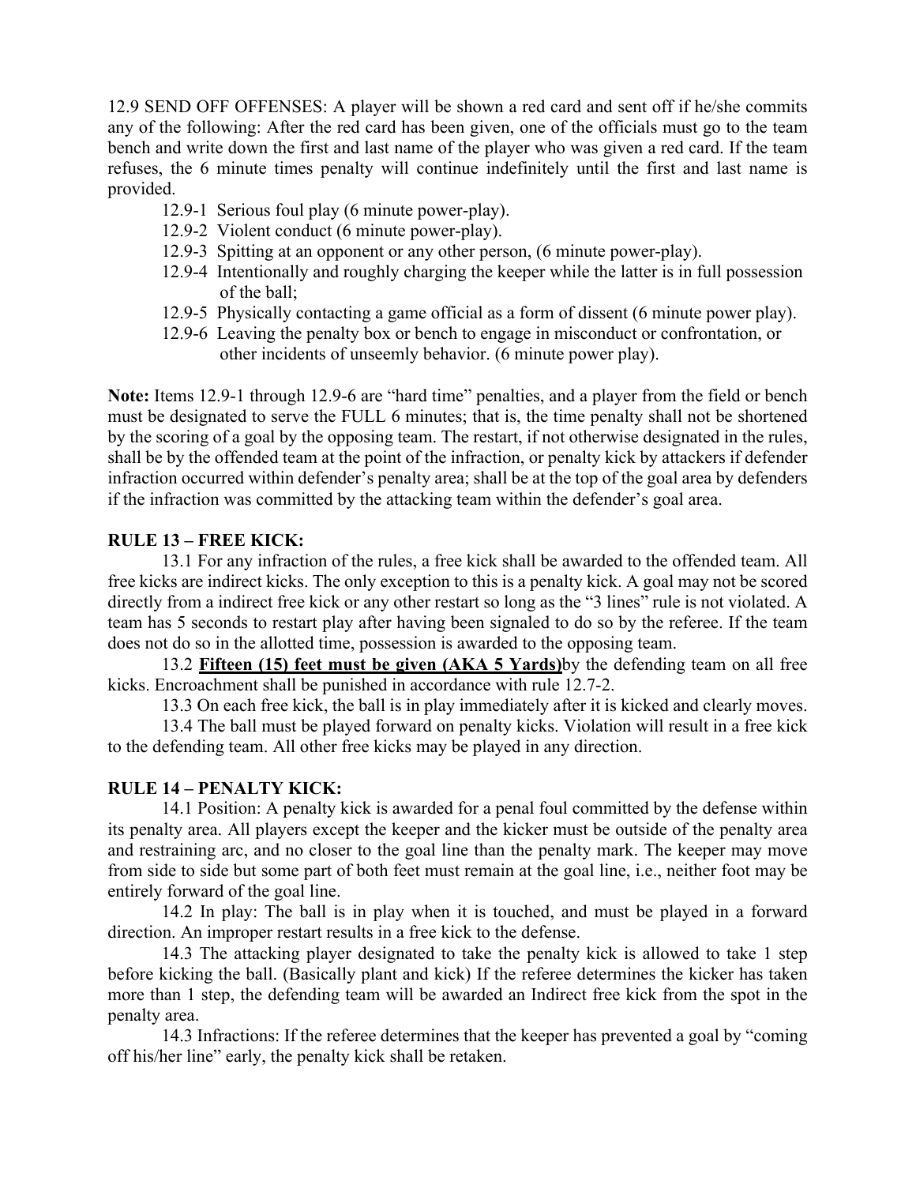12.9 SEND OFF OFFENSES: A player will be shown a red card and sent off if he/she commits any of the following: After the red card has been given, one of the officials must go to the team bench and write down the first and last name of the player who was given a red card. If the team refuses, the 6 minute times penalty will continue indefinitely until the first and last name is provided.

- 12.9-1 Serious foul play (6 minute power-play).
- 12.9-2 Violent conduct (6 minute power-play).
- 12.9-3 Spitting at an opponent or any other person, (6 minute power-play).
- 12.9-4 Intentionally and roughly charging the keeper while the latter is in full possession of the ball;
- 12.9-5 Physically contacting a game official as a form of dissent (6 minute power play).
- 12.9-6 Leaving the penalty box or bench to engage in misconduct or confrontation, or other incidents of unseemly behavior. (6 minute power play).

**Note:** Items 12.9-1 through 12.9-6 are "hard time" penalties, and a player from the field or bench must be designated to serve the FULL 6 minutes; that is, the time penalty shall not be shortened by the scoring of a goal by the opposing team. The restart, if not otherwise designated in the rules, shall be by the offended team at the point of the infraction, or penalty kick by attackers if defender infraction occurred within defender's penalty area; shall be at the top of the goal area by defenders if the infraction was committed by the attacking team within the defender's goal area.

**RULE 13 – FREE KICK:**

13.1 For any infraction of the rules, a free kick shall be awarded to the offended team. All free kicks are indirect kicks. The only exception to this is a penalty kick. A goal may not be scored directly from a indirect free kick or any other restart so long as the "3 lines" rule is not violated. A team has 5 seconds to restart play after having been signaled to do so by the referee. If the team does not do so in the allotted time, possession is awarded to the opposing team.

13.2 **Fifteen (15) feet must be given (AKA 5 Yards)**by the defending team on all free kicks. Encroachment shall be punished in accordance with rule 12.7-2.

13.3 On each free kick, the ball is in play immediately after it is kicked and clearly moves.

13.4 The ball must be played forward on penalty kicks. Violation will result in a free kick to the defending team. All other free kicks may be played in any direction.

**RULE 14 – PENALTY KICK:**

14.1 Position: A penalty kick is awarded for a penal foul committed by the defense within its penalty area. All players except the keeper and the kicker must be outside of the penalty area and restraining arc, and no closer to the goal line than the penalty mark. The keeper may move from side to side but some part of both feet must remain at the goal line, i.e., neither foot may be entirely forward of the goal line.

14.2 In play: The ball is in play when it is touched, and must be played in a forward direction. An improper restart results in a free kick to the defense.

14.3 The attacking player designated to take the penalty kick is allowed to take 1 step before kicking the ball. (Basically plant and kick) If the referee determines the kicker has taken more than 1 step, the defending team will be awarded an Indirect free kick from the spot in the penalty area.

14.3 Infractions: If the referee determines that the keeper has prevented a goal by "coming off his/her line" early, the penalty kick shall be retaken.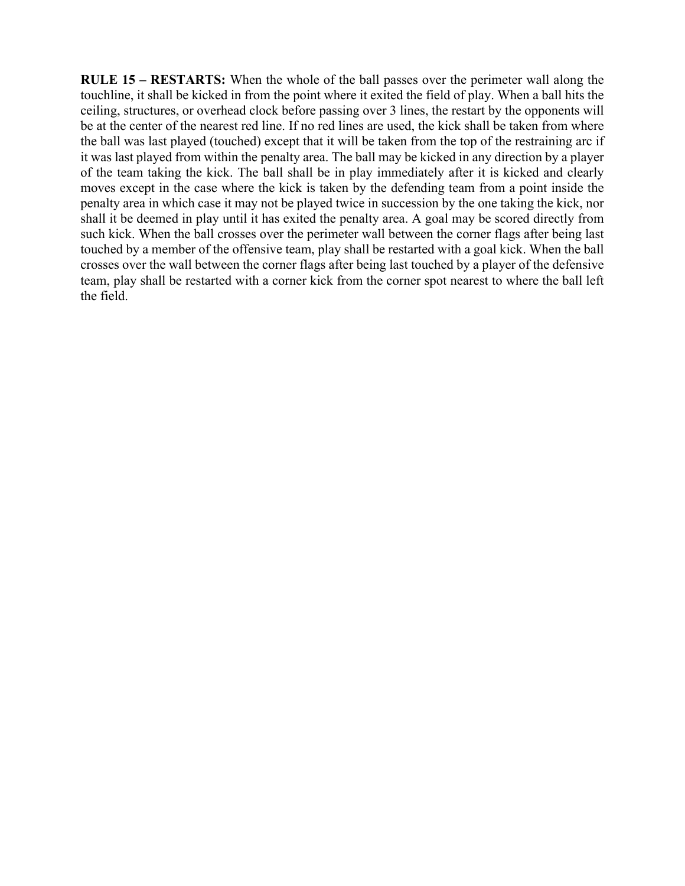**RULE 15 – RESTARTS:** When the whole of the ball passes over the perimeter wall along the touchline, it shall be kicked in from the point where it exited the field of play. When a ball hits the ceiling, structures, or overhead clock before passing over 3 lines, the restart by the opponents will be at the center of the nearest red line. If no red lines are used, the kick shall be taken from where the ball was last played (touched) except that it will be taken from the top of the restraining arc if it was last played from within the penalty area. The ball may be kicked in any direction by a player of the team taking the kick. The ball shall be in play immediately after it is kicked and clearly moves except in the case where the kick is taken by the defending team from a point inside the penalty area in which case it may not be played twice in succession by the one taking the kick, nor shall it be deemed in play until it has exited the penalty area. A goal may be scored directly from such kick. When the ball crosses over the perimeter wall between the corner flags after being last touched by a member of the offensive team, play shall be restarted with a goal kick. When the ball crosses over the wall between the corner flags after being last touched by a player of the defensive team, play shall be restarted with a corner kick from the corner spot nearest to where the ball left the field.